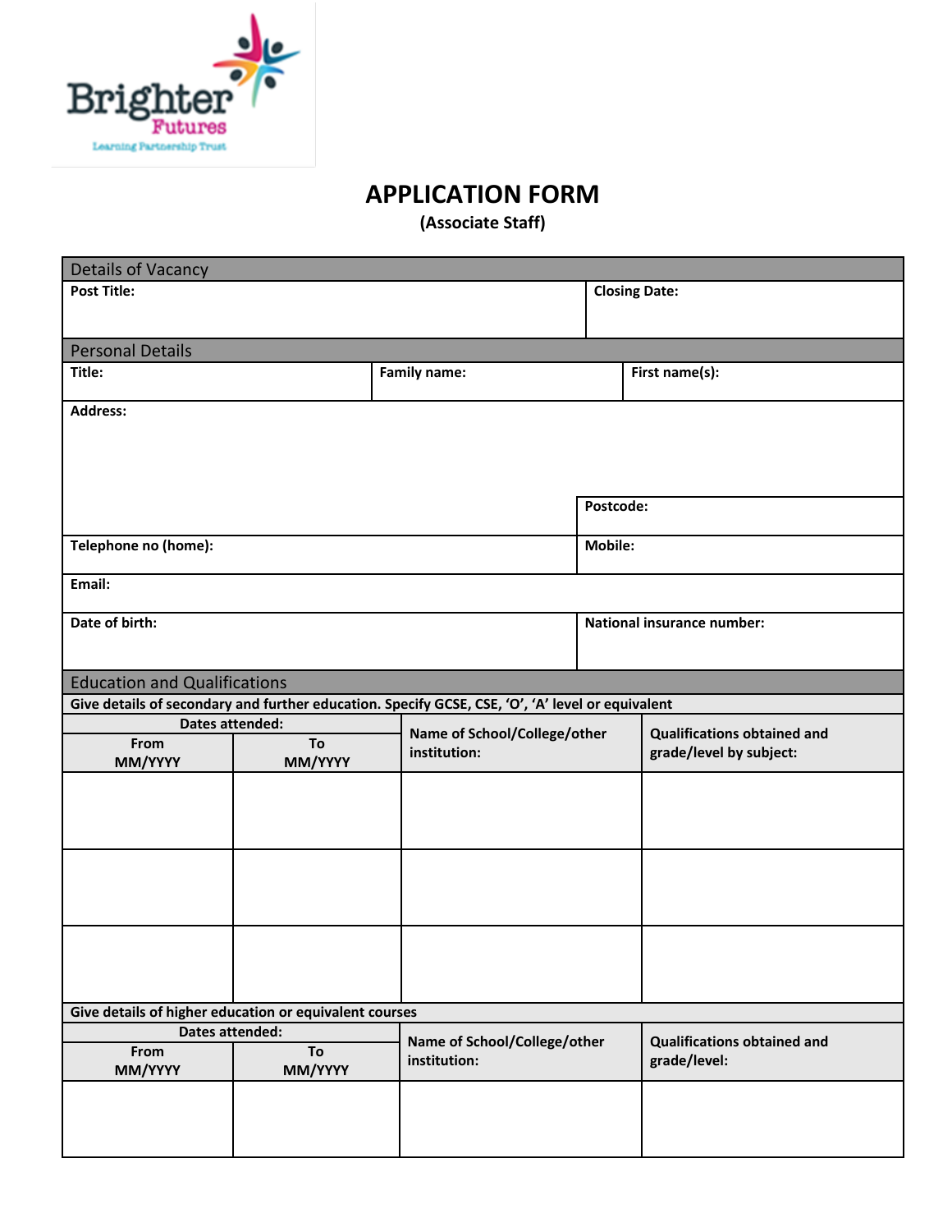Brighter Futures
Learning Partnership Trust

# APPLICATION FORM

**(Associate Staff)**

## Details of Vacancy

| **Post Title:** | **Closing Date:** |
|---|---|
| | |

## Personal Details

| **Title:** | **Family name:** | **First name(s):** |
|---|---|---|
| | | |

| **Address:** | |
|---|---|
| | **Postcode:** |
| **Telephone no (home):** | **Mobile:** |
| **Email:** | |
| **Date of birth:** | **National insurance number:** |

## Education and Qualifications

**Give details of secondary and further education. Specify GCSE, CSE, 'O', 'A' level or equivalent**

| **Dates attended:** | | **Name of School/College/other institution:** | **Qualifications obtained and grade/level by subject:** |
|---|---|---|---|
| **From MM/YYYY** | **To MM/YYYY** | | |
| | | | |
| | | | |
| | | | |

**Give details of higher education or equivalent courses**

| **Dates attended:** | | **Name of School/College/other institution:** | **Qualifications obtained and grade/level:** |
|---|---|---|---|
| **From MM/YYYY** | **To MM/YYYY** | | |
| | | | |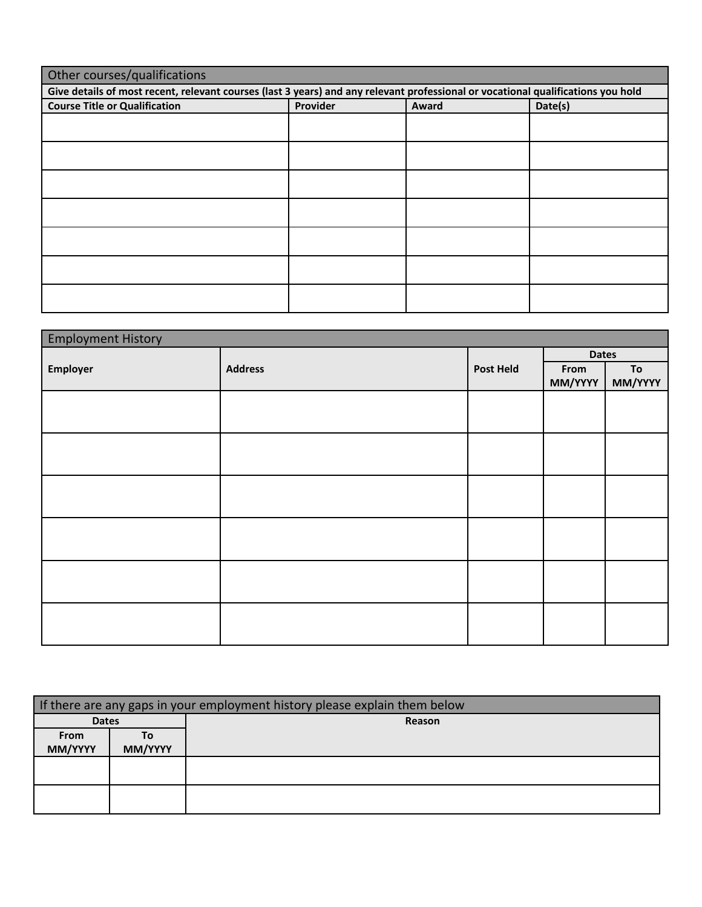## Other courses/qualifications

**Give details of most recent, relevant courses (last 3 years) and any relevant professional or vocational qualifications you hold**

| Course Title or Qualification | Provider | Award | Date(s) |
|---|---|---|---|
| | | | |
| | | | |
| | | | |
| | | | |
| | | | |
| | | | |
| | | | |

## Employment History

| Employer | Address | Post Held | Dates | |
|---|---|---|---|---|
| | | | From MM/YYYY | To MM/YYYY |
| | | | | |
| | | | | |
| | | | | |
| | | | | |
| | | | | |
| | | | | |

## If there are any gaps in your employment history please explain them below

| Dates | | Reason |
|---|---|---|
| From MM/YYYY | To MM/YYYY | |
| | | |
| | | |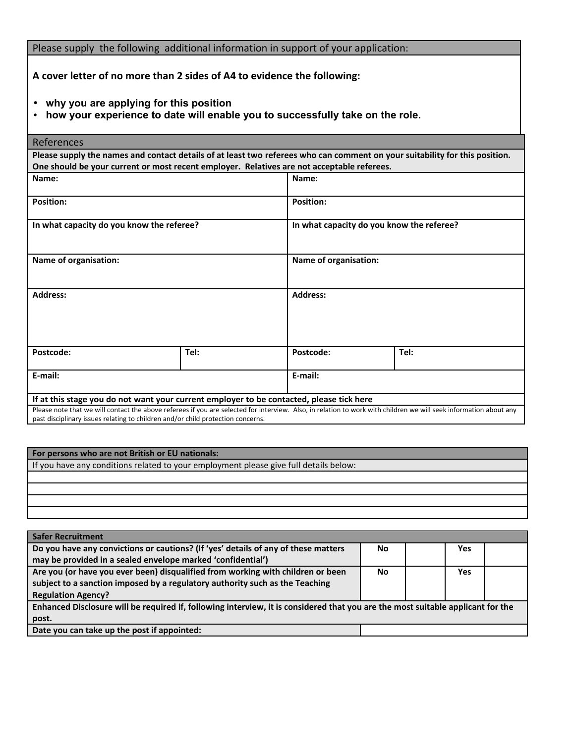## Please supply the following additional information in support of your application:

**A cover letter of no more than 2 sides of A4 to evidence the following:**

- **why you are applying for this position**
- **how your experience to date will enable you to successfully take on the role.**

## References

**Please supply the names and contact details of at least two referees who can comment on your suitability for this position. One should be your current or most recent employer. Relatives are not acceptable referees.**

| | | | |
|---|---|---|---|
| **Name:** | | **Name:** | |
| **Position:** | | **Position:** | |
| **In what capacity do you know the referee?** | | **In what capacity do you know the referee?** | |
| **Name of organisation:** | | **Name of organisation:** | |
| **Address:** | | **Address:** | |
| **Postcode:** | **Tel:** | **Postcode:** | **Tel:** |
| **E-mail:** | | **E-mail:** | |

**If at this stage you do not want your current employer to be contacted, please tick here**

Please note that we will contact the above referees if you are selected for interview. Also, in relation to work with children we will seek information about any past disciplinary issues relating to children and/or child protection concerns.

## For persons who are not British or EU nationals:

If you have any conditions related to your employment please give full details below:

| |
|---|
| |
| |
| |
| |

## Safer Recruitment

| | | | | |
|---|---|---|---|---|
| **Do you have any convictions or cautions? (If 'yes' details of any of these matters may be provided in a sealed envelope marked 'confidential')** | **No** | | **Yes** | |
| **Are you (or have you ever been) disqualified from working with children or been subject to a sanction imposed by a regulatory authority such as the Teaching Regulation Agency?** | **No** | | **Yes** | |

**Enhanced Disclosure will be required if, following interview, it is considered that you are the most suitable applicant for the post.**

| | |
|---|---|
| **Date you can take up the post if appointed:** | |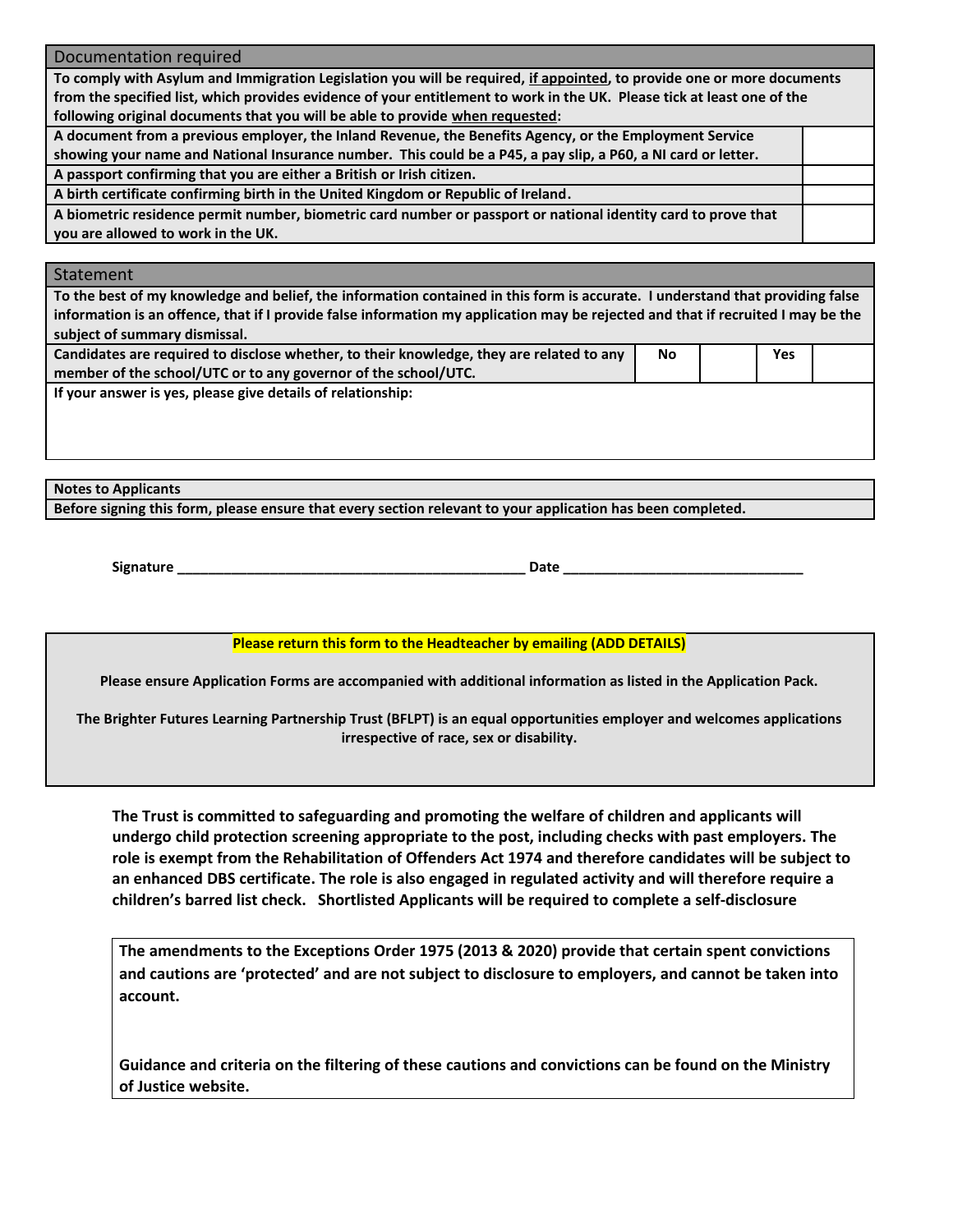| Documentation required | |
|---|---|
| **To comply with Asylum and Immigration Legislation you will be required, <u>if appointed</u>, to provide one or more documents from the specified list, which provides evidence of your entitlement to work in the UK. Please tick at least one of the following original documents that you will be able to provide <u>when requested</u>:** | |
| **A document from a previous employer, the Inland Revenue, the Benefits Agency, or the Employment Service showing your name and National Insurance number. This could be a P45, a pay slip, a P60, a NI card or letter.** | |
| **A passport confirming that you are either a British or Irish citizen.** | |
| **A birth certificate confirming birth in the United Kingdom or Republic of Ireland.** | |
| **A biometric residence permit number, biometric card number or passport or national identity card to prove that you are allowed to work in the UK.** | |

| Statement | | | | |
|---|---|---|---|---|
| **To the best of my knowledge and belief, the information contained in this form is accurate. I understand that providing false information is an offence, that if I provide false information my application may be rejected and that if recruited I may be the subject of summary dismissal.** | | | | |
| **Candidates are required to disclose whether, to their knowledge, they are related to any member of the school/UTC or to any governor of the school/UTC.** | **No** | | **Yes** | |
| **If your answer is yes, please give details of relationship:** | | | | |

| **Notes to Applicants** |
|---|
| **Before signing this form, please ensure that every section relevant to your application has been completed.** |

**Signature** _____________________________________________ **Date** _______________________________

**Please return this form to the Headteacher by emailing (ADD DETAILS)**

**Please ensure Application Forms are accompanied with additional information as listed in the Application Pack.**

**The Brighter Futures Learning Partnership Trust (BFLPT) is an equal opportunities employer and welcomes applications irrespective of race, sex or disability.**

**The Trust is committed to safeguarding and promoting the welfare of children and applicants will undergo child protection screening appropriate to the post, including checks with past employers. The role is exempt from the Rehabilitation of Offenders Act 1974 and therefore candidates will be subject to an enhanced DBS certificate. The role is also engaged in regulated activity and will therefore require a children's barred list check. Shortlisted Applicants will be required to complete a self-disclosure**

**The amendments to the Exceptions Order 1975 (2013 & 2020) provide that certain spent convictions and cautions are 'protected' and are not subject to disclosure to employers, and cannot be taken into account.**

**Guidance and criteria on the filtering of these cautions and convictions can be found on the Ministry of Justice website.**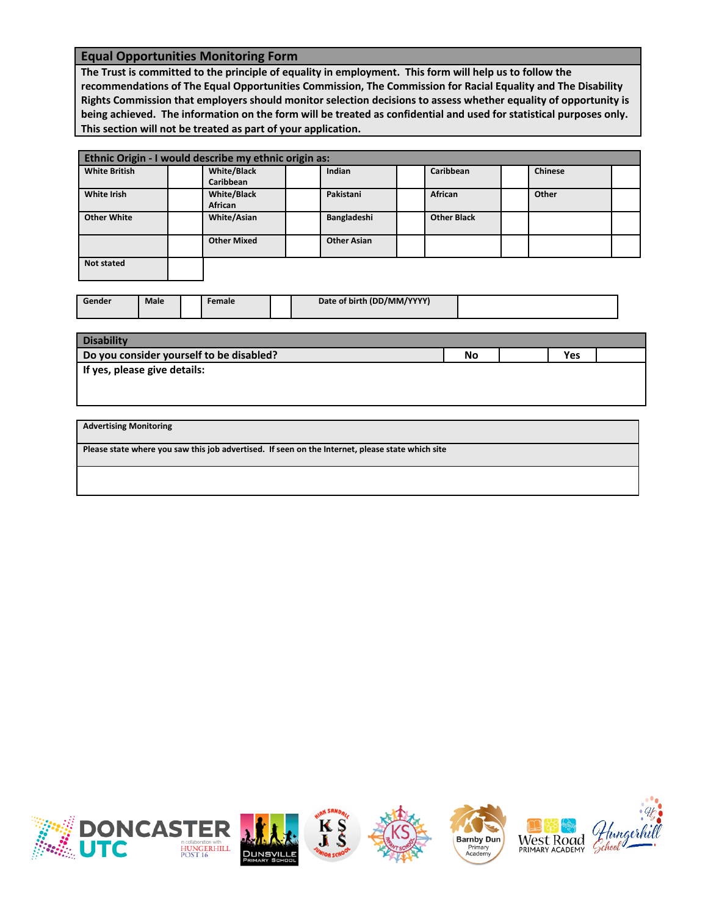## Equal Opportunities Monitoring Form

**The Trust is committed to the principle of equality in employment. This form will help us to follow the recommendations of The Equal Opportunities Commission, The Commission for Racial Equality and The Disability Rights Commission that employers should monitor selection decisions to assess whether equality of opportunity is being achieved. The information on the form will be treated as confidential and used for statistical purposes only. This section will not be treated as part of your application.**

### Ethnic Origin - I would describe my ethnic origin as:

| | | | | | | | | | |
|---|---|---|---|---|---|---|---|---|---|
| **White British** | | **White/Black Caribbean** | | **Indian** | | **Caribbean** | | **Chinese** | |
| **White Irish** | | **White/Black African** | | **Pakistani** | | **African** | | **Other** | |
| **Other White** | | **White/Asian** | | **Bangladeshi** | | **Other Black** | | | |
| | | **Other Mixed** | | **Other Asian** | | | | | |
| **Not stated** | | | | | | | | | |

| | | | | | |
|---|---|---|---|---|---|
| **Gender** | **Male** | | **Female** | | **Date of birth (DD/MM/YYYY)** |

### Disability

| | | | | |
|---|---|---|---|---|
| **Do you consider yourself to be disabled?** | **No** | | **Yes** | |
| **If yes, please give details:** | | | | |

**Advertising Monitoring**

**Please state where you saw this job advertised. If seen on the Internet, please state which site**